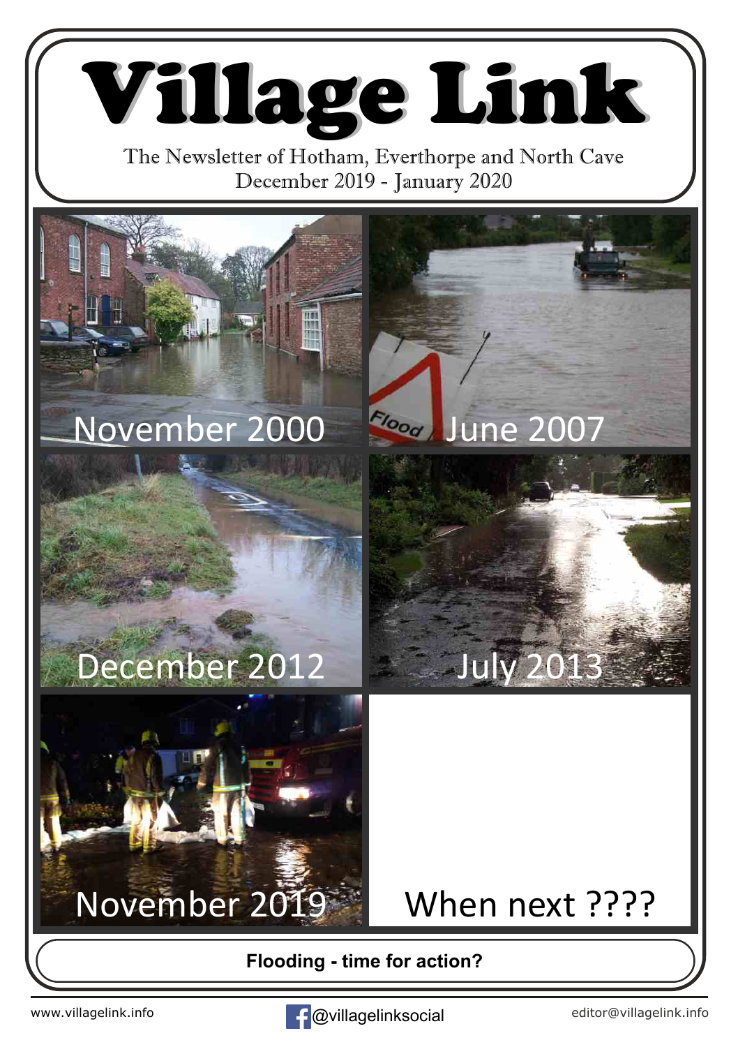# Village Link

The Newsletter of Hotham, Everthorpe and North Cave
December 2019 - January 2020

November 2000

June 2007

December 2012

July 2013

November 2019

When next ????

**Flooding - time for action?**

www.villagelink.info
@villagelinksocial
editor@villagelink.info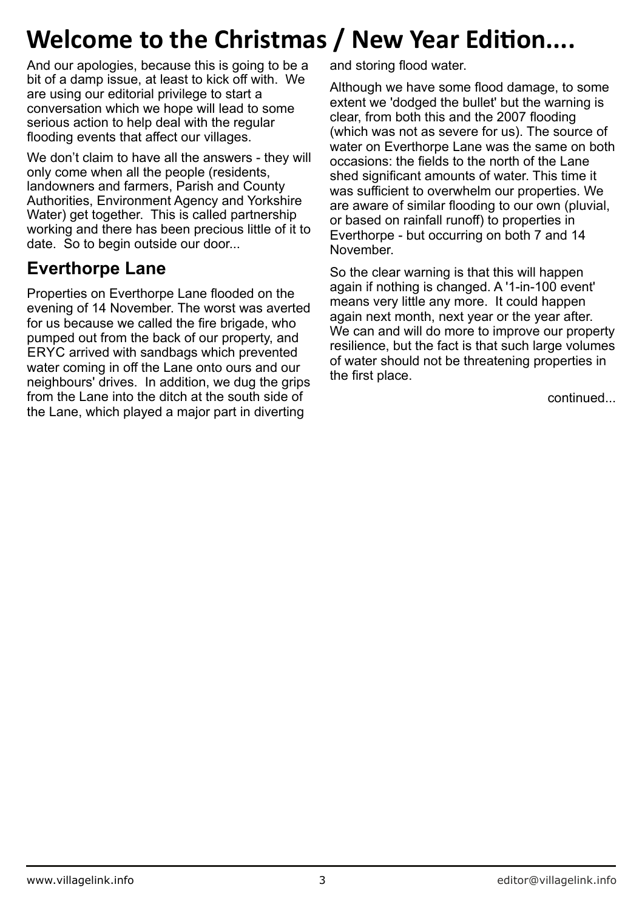# Welcome to the Christmas / New Year Edition....

And our apologies, because this is going to be a bit of a damp issue, at least to kick off with. We are using our editorial privilege to start a conversation which we hope will lead to some serious action to help deal with the regular flooding events that affect our villages.

We don't claim to have all the answers - they will only come when all the people (residents, landowners and farmers, Parish and County Authorities, Environment Agency and Yorkshire Water) get together. This is called partnership working and there has been precious little of it to date. So to begin outside our door...

## Everthorpe Lane

Properties on Everthorpe Lane flooded on the evening of 14 November. The worst was averted for us because we called the fire brigade, who pumped out from the back of our property, and ERYC arrived with sandbags which prevented water coming in off the Lane onto ours and our neighbours' drives. In addition, we dug the grips from the Lane into the ditch at the south side of the Lane, which played a major part in diverting and storing flood water.

Although we have some flood damage, to some extent we 'dodged the bullet' but the warning is clear, from both this and the 2007 flooding (which was not as severe for us). The source of water on Everthorpe Lane was the same on both occasions: the fields to the north of the Lane shed significant amounts of water. This time it was sufficient to overwhelm our properties. We are aware of similar flooding to our own (pluvial, or based on rainfall runoff) to properties in Everthorpe - but occurring on both 7 and 14 November.

So the clear warning is that this will happen again if nothing is changed. A '1-in-100 event' means very little any more. It could happen again next month, next year or the year after. We can and will do more to improve our property resilience, but the fact is that such large volumes of water should not be threatening properties in the first place.

continued...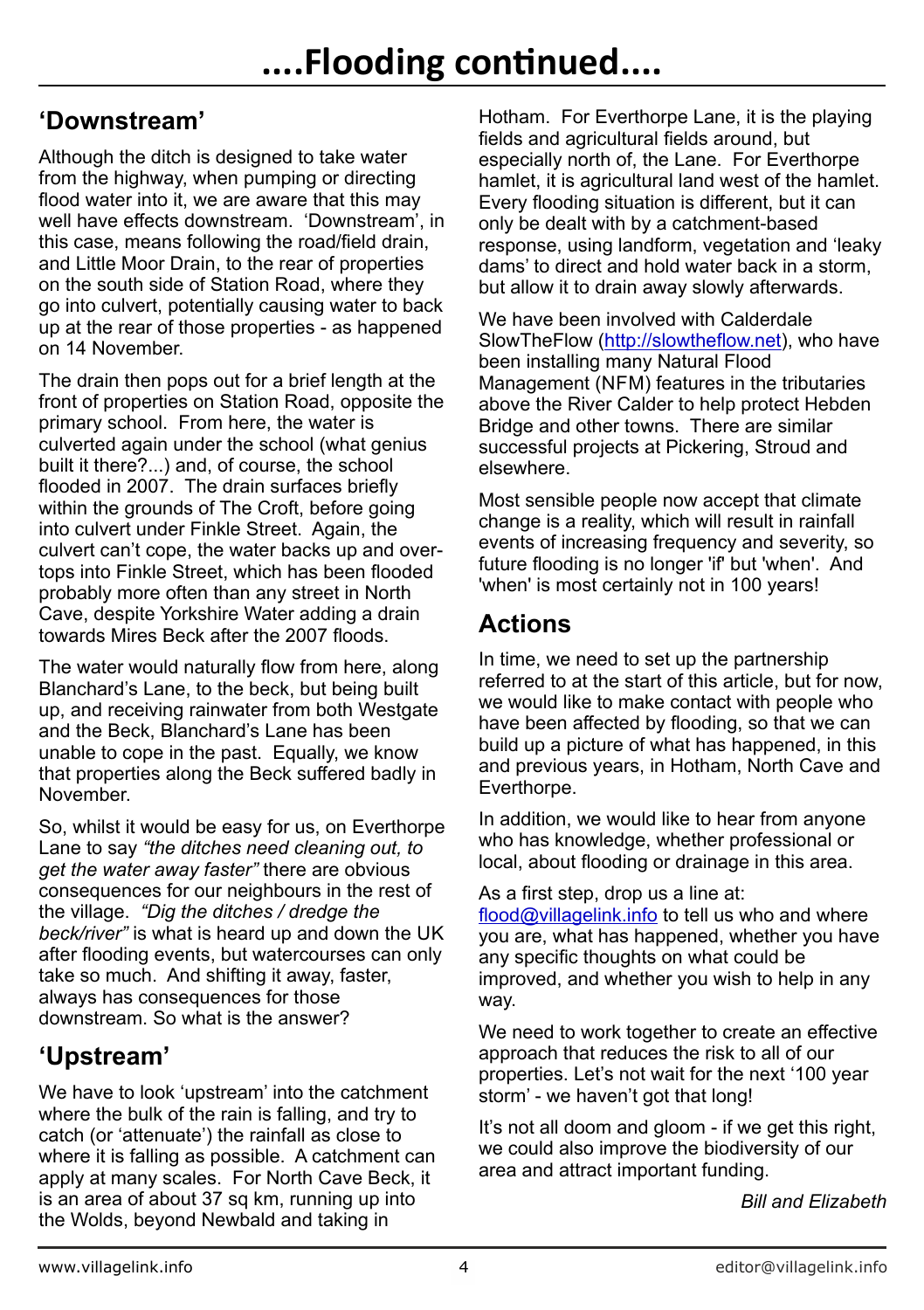# ....Flooding continued....

## 'Downstream'

Although the ditch is designed to take water from the highway, when pumping or directing flood water into it, we are aware that this may well have effects downstream. 'Downstream', in this case, means following the road/field drain, and Little Moor Drain, to the rear of properties on the south side of Station Road, where they go into culvert, potentially causing water to back up at the rear of those properties - as happened on 14 November.

The drain then pops out for a brief length at the front of properties on Station Road, opposite the primary school. From here, the water is culverted again under the school (what genius built it there?...) and, of course, the school flooded in 2007. The drain surfaces briefly within the grounds of The Croft, before going into culvert under Finkle Street. Again, the culvert can't cope, the water backs up and over-tops into Finkle Street, which has been flooded probably more often than any street in North Cave, despite Yorkshire Water adding a drain towards Mires Beck after the 2007 floods.

The water would naturally flow from here, along Blanchard's Lane, to the beck, but being built up, and receiving rainwater from both Westgate and the Beck, Blanchard's Lane has been unable to cope in the past. Equally, we know that properties along the Beck suffered badly in November.

So, whilst it would be easy for us, on Everthorpe Lane to say *"the ditches need cleaning out, to get the water away faster"* there are obvious consequences for our neighbours in the rest of the village. *"Dig the ditches / dredge the beck/river"* is what is heard up and down the UK after flooding events, but watercourses can only take so much. And shifting it away, faster, always has consequences for those downstream. So what is the answer?

## 'Upstream'

We have to look 'upstream' into the catchment where the bulk of the rain is falling, and try to catch (or 'attenuate') the rainfall as close to where it is falling as possible. A catchment can apply at many scales. For North Cave Beck, it is an area of about 37 sq km, running up into the Wolds, beyond Newbald and taking in Hotham. For Everthorpe Lane, it is the playing fields and agricultural fields around, but especially north of, the Lane. For Everthorpe hamlet, it is agricultural land west of the hamlet. Every flooding situation is different, but it can only be dealt with by a catchment-based response, using landform, vegetation and 'leaky dams' to direct and hold water back in a storm, but allow it to drain away slowly afterwards.

We have been involved with Calderdale SlowTheFlow (http://slowtheflow.net), who have been installing many Natural Flood Management (NFM) features in the tributaries above the River Calder to help protect Hebden Bridge and other towns. There are similar successful projects at Pickering, Stroud and elsewhere.

Most sensible people now accept that climate change is a reality, which will result in rainfall events of increasing frequency and severity, so future flooding is no longer 'if' but 'when'. And 'when' is most certainly not in 100 years!

## Actions

In time, we need to set up the partnership referred to at the start of this article, but for now, we would like to make contact with people who have been affected by flooding, so that we can build up a picture of what has happened, in this and previous years, in Hotham, North Cave and Everthorpe.

In addition, we would like to hear from anyone who has knowledge, whether professional or local, about flooding or drainage in this area.

As a first step, drop us a line at: flood@villagelink.info to tell us who and where you are, what has happened, whether you have any specific thoughts on what could be improved, and whether you wish to help in any way.

We need to work together to create an effective approach that reduces the risk to all of our properties. Let's not wait for the next '100 year storm' - we haven't got that long!

It's not all doom and gloom - if we get this right, we could also improve the biodiversity of our area and attract important funding.

*Bill and Elizabeth*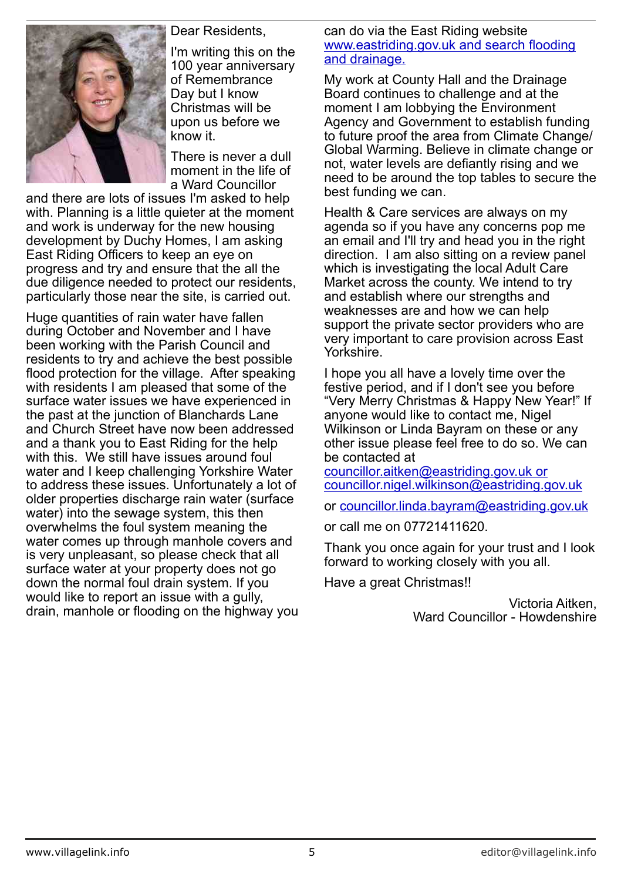Dear Residents,

I'm writing this on the 100 year anniversary of Remembrance Day but I know Christmas will be upon us before we know it.

There is never a dull moment in the life of a Ward Councillor and there are lots of issues I'm asked to help with. Planning is a little quieter at the moment and work is underway for the new housing development by Duchy Homes, I am asking East Riding Officers to keep an eye on progress and try and ensure that the all the due diligence needed to protect our residents, particularly those near the site, is carried out.

Huge quantities of rain water have fallen during October and November and I have been working with the Parish Council and residents to try and achieve the best possible flood protection for the village. After speaking with residents I am pleased that some of the surface water issues we have experienced in the past at the junction of Blanchards Lane and Church Street have now been addressed and a thank you to East Riding for the help with this. We still have issues around foul water and I keep challenging Yorkshire Water to address these issues. Unfortunately a lot of older properties discharge rain water (surface water) into the sewage system, this then overwhelms the foul system meaning the water comes up through manhole covers and is very unpleasant, so please check that all surface water at your property does not go down the normal foul drain system. If you would like to report an issue with a gully, drain, manhole or flooding on the highway you can do via the East Riding website www.eastriding.gov.uk and search flooding and drainage.

My work at County Hall and the Drainage Board continues to challenge and at the moment I am lobbying the Environment Agency and Government to establish funding to future proof the area from Climate Change/ Global Warming. Believe in climate change or not, water levels are defiantly rising and we need to be around the top tables to secure the best funding we can.

Health & Care services are always on my agenda so if you have any concerns pop me an email and I'll try and head you in the right direction. I am also sitting on a review panel which is investigating the local Adult Care Market across the county. We intend to try and establish where our strengths and weaknesses are and how we can help support the private sector providers who are very important to care provision across East Yorkshire.

I hope you all have a lovely time over the festive period, and if I don't see you before "Very Merry Christmas & Happy New Year!" If anyone would like to contact me, Nigel Wilkinson or Linda Bayram on these or any other issue please feel free to do so. We can be contacted at councillor.aitken@eastriding.gov.uk or councillor.nigel.wilkinson@eastriding.gov.uk

or councillor.linda.bayram@eastriding.gov.uk

or call me on 07721411620.

Thank you once again for your trust and I look forward to working closely with you all.

Have a great Christmas!!

Victoria Aitken,
Ward Councillor - Howdenshire